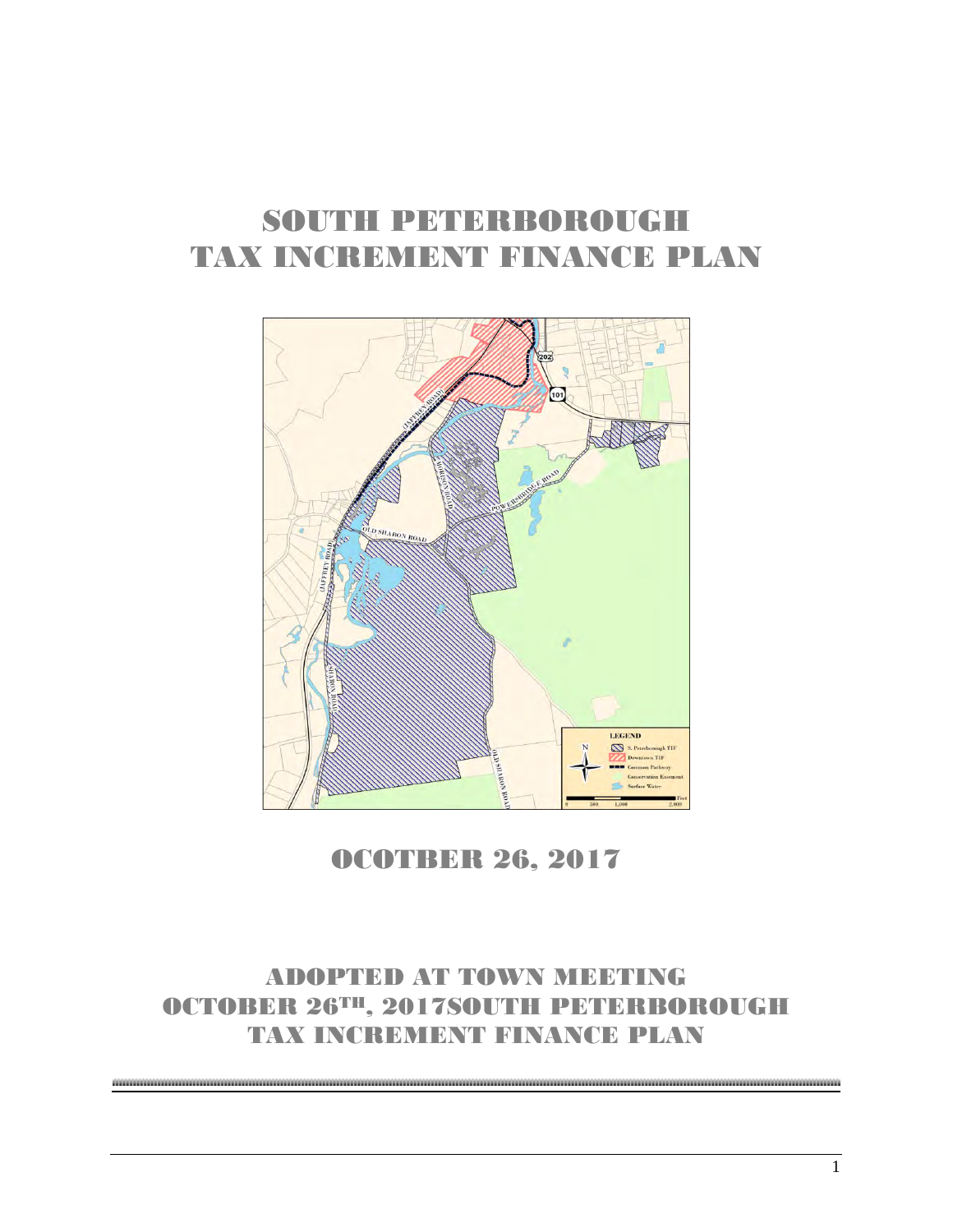# SOUTH PETERBOROUGH TAX INCREMENT FINANCE PLAN

## OCOTBER 26, 2017

## ADOPTED AT TOWN MEETING OCTOBER 26TH, 2017SOUTH PETERBOROUGH TAX INCREMENT FINANCE PLAN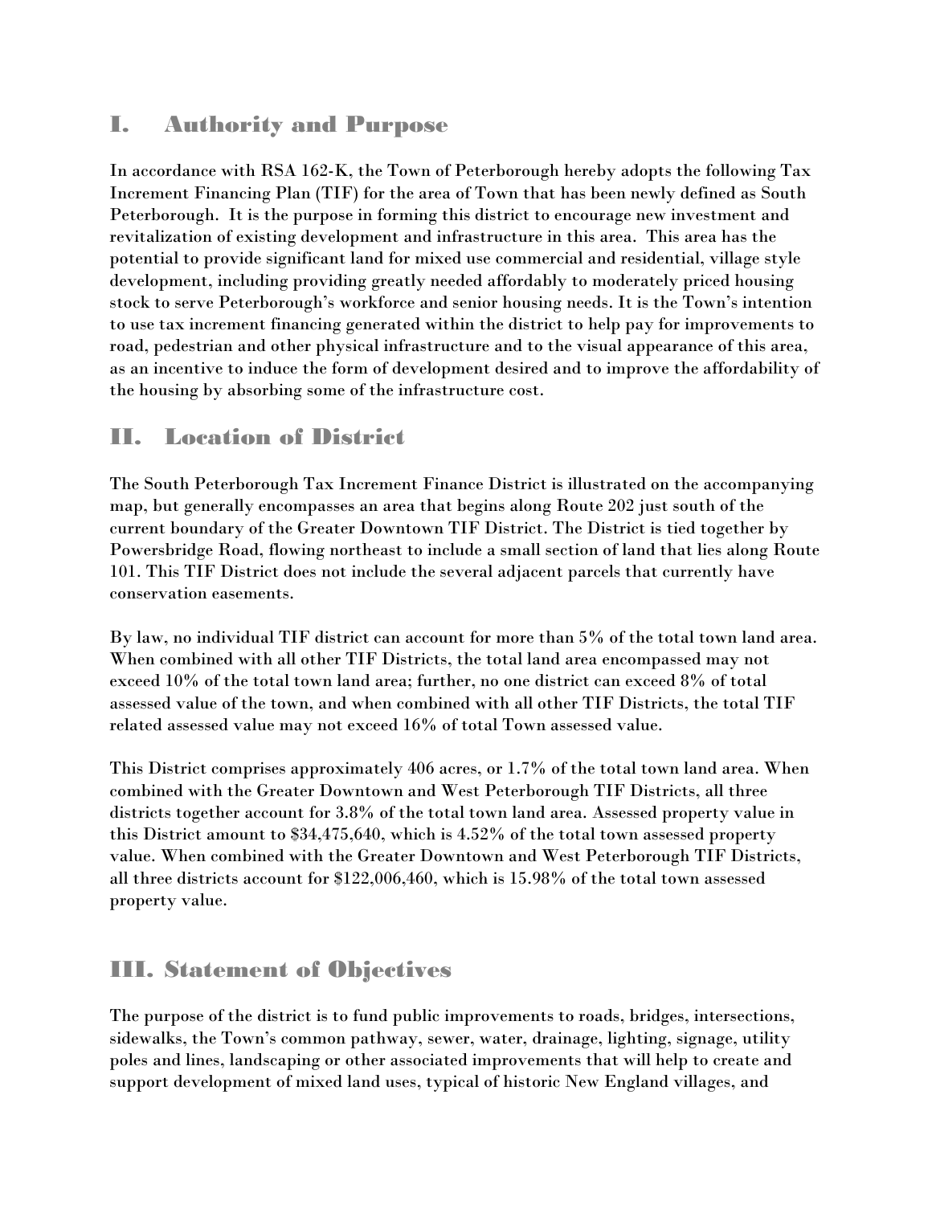## I. Authority and Purpose

In accordance with RSA 162-K, the Town of Peterborough hereby adopts the following Tax Increment Financing Plan (TIF) for the area of Town that has been newly defined as South Peterborough. It is the purpose in forming this district to encourage new investment and revitalization of existing development and infrastructure in this area. This area has the potential to provide significant land for mixed use commercial and residential, village style development, including providing greatly needed affordably to moderately priced housing stock to serve Peterborough's workforce and senior housing needs. It is the Town's intention to use tax increment financing generated within the district to help pay for improvements to road, pedestrian and other physical infrastructure and to the visual appearance of this area, as an incentive to induce the form of development desired and to improve the affordability of the housing by absorbing some of the infrastructure cost.

## II. Location of District

The South Peterborough Tax Increment Finance District is illustrated on the accompanying map, but generally encompasses an area that begins along Route 202 just south of the current boundary of the Greater Downtown TIF District. The District is tied together by Powersbridge Road, flowing northeast to include a small section of land that lies along Route 101. This TIF District does not include the several adjacent parcels that currently have conservation easements.

By law, no individual TIF district can account for more than 5% of the total town land area. When combined with all other TIF Districts, the total land area encompassed may not exceed 10% of the total town land area; further, no one district can exceed 8% of total assessed value of the town, and when combined with all other TIF Districts, the total TIF related assessed value may not exceed 16% of total Town assessed value.

This District comprises approximately 406 acres, or 1.7% of the total town land area. When combined with the Greater Downtown and West Peterborough TIF Districts, all three districts together account for 3.8% of the total town land area. Assessed property value in this District amount to $34,475,640, which is 4.52% of the total town assessed property value. When combined with the Greater Downtown and West Peterborough TIF Districts, all three districts account for $122,006,460, which is 15.98% of the total town assessed property value.

## III. Statement of Objectives

The purpose of the district is to fund public improvements to roads, bridges, intersections, sidewalks, the Town's common pathway, sewer, water, drainage, lighting, signage, utility poles and lines, landscaping or other associated improvements that will help to create and support development of mixed land uses, typical of historic New England villages, and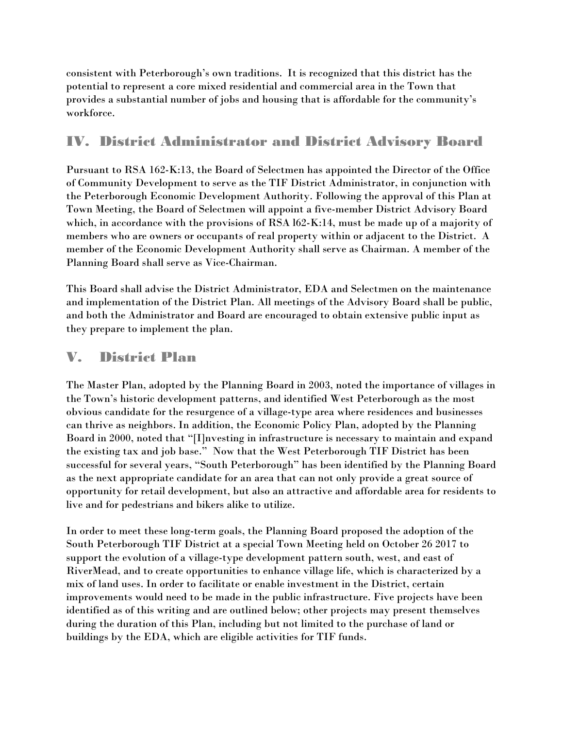consistent with Peterborough's own traditions. It is recognized that this district has the potential to represent a core mixed residential and commercial area in the Town that provides a substantial number of jobs and housing that is affordable for the community's workforce.

## IV. District Administrator and District Advisory Board

Pursuant to RSA 162-K:13, the Board of Selectmen has appointed the Director of the Office of Community Development to serve as the TIF District Administrator, in conjunction with the Peterborough Economic Development Authority. Following the approval of this Plan at Town Meeting, the Board of Selectmen will appoint a five-member District Advisory Board which, in accordance with the provisions of RSA l62-K:14, must be made up of a majority of members who are owners or occupants of real property within or adjacent to the District. A member of the Economic Development Authority shall serve as Chairman. A member of the Planning Board shall serve as Vice-Chairman.

This Board shall advise the District Administrator, EDA and Selectmen on the maintenance and implementation of the District Plan. All meetings of the Advisory Board shall be public, and both the Administrator and Board are encouraged to obtain extensive public input as they prepare to implement the plan.

## V. District Plan

The Master Plan, adopted by the Planning Board in 2003, noted the importance of villages in the Town's historic development patterns, and identified West Peterborough as the most obvious candidate for the resurgence of a village-type area where residences and businesses can thrive as neighbors. In addition, the Economic Policy Plan, adopted by the Planning Board in 2000, noted that "[I]nvesting in infrastructure is necessary to maintain and expand the existing tax and job base." Now that the West Peterborough TIF District has been successful for several years, "South Peterborough" has been identified by the Planning Board as the next appropriate candidate for an area that can not only provide a great source of opportunity for retail development, but also an attractive and affordable area for residents to live and for pedestrians and bikers alike to utilize.

In order to meet these long-term goals, the Planning Board proposed the adoption of the South Peterborough TIF District at a special Town Meeting held on October 26 2017 to support the evolution of a village-type development pattern south, west, and east of RiverMead, and to create opportunities to enhance village life, which is characterized by a mix of land uses. In order to facilitate or enable investment in the District, certain improvements would need to be made in the public infrastructure. Five projects have been identified as of this writing and are outlined below; other projects may present themselves during the duration of this Plan, including but not limited to the purchase of land or buildings by the EDA, which are eligible activities for TIF funds.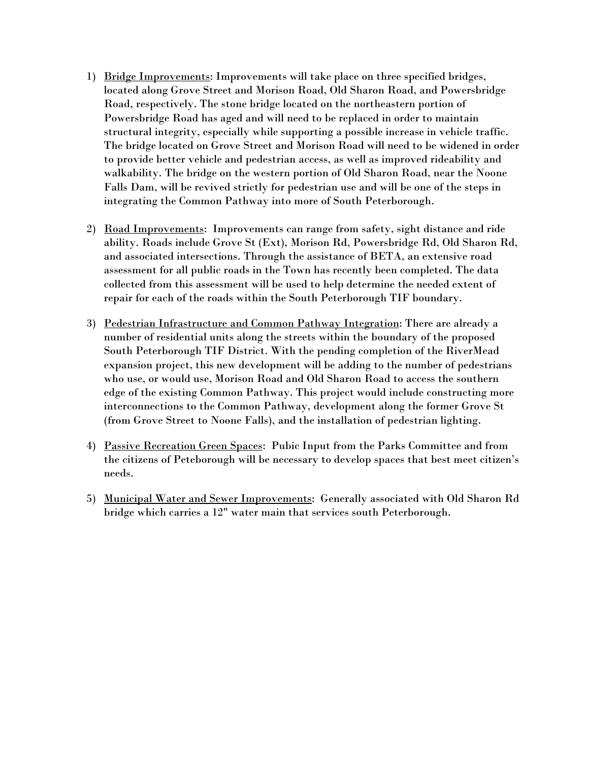1) <u>Bridge Improvements</u>: Improvements will take place on three specified bridges, located along Grove Street and Morison Road, Old Sharon Road, and Powersbridge Road, respectively. The stone bridge located on the northeastern portion of Powersbridge Road has aged and will need to be replaced in order to maintain structural integrity, especially while supporting a possible increase in vehicle traffic. The bridge located on Grove Street and Morison Road will need to be widened in order to provide better vehicle and pedestrian access, as well as improved rideability and walkability. The bridge on the western portion of Old Sharon Road, near the Noone Falls Dam, will be revived strictly for pedestrian use and will be one of the steps in integrating the Common Pathway into more of South Peterborough.

2) <u>Road Improvements</u>: Improvements can range from safety, sight distance and ride ability. Roads include Grove St (Ext), Morison Rd, Powersbridge Rd, Old Sharon Rd, and associated intersections. Through the assistance of BETA, an extensive road assessment for all public roads in the Town has recently been completed. The data collected from this assessment will be used to help determine the needed extent of repair for each of the roads within the South Peterborough TIF boundary.

3) <u>Pedestrian Infrastructure and Common Pathway Integration</u>: There are already a number of residential units along the streets within the boundary of the proposed South Peterborough TIF District. With the pending completion of the RiverMead expansion project, this new development will be adding to the number of pedestrians who use, or would use, Morison Road and Old Sharon Road to access the southern edge of the existing Common Pathway. This project would include constructing more interconnections to the Common Pathway, development along the former Grove St (from Grove Street to Noone Falls), and the installation of pedestrian lighting.

4) <u>Passive Recreation Green Spaces</u>: Pubic Input from the Parks Committee and from the citizens of Peteborough will be necessary to develop spaces that best meet citizen's needs.

5) <u>Municipal Water and Sewer Improvements</u>: Generally associated with Old Sharon Rd bridge which carries a 12" water main that services south Peterborough.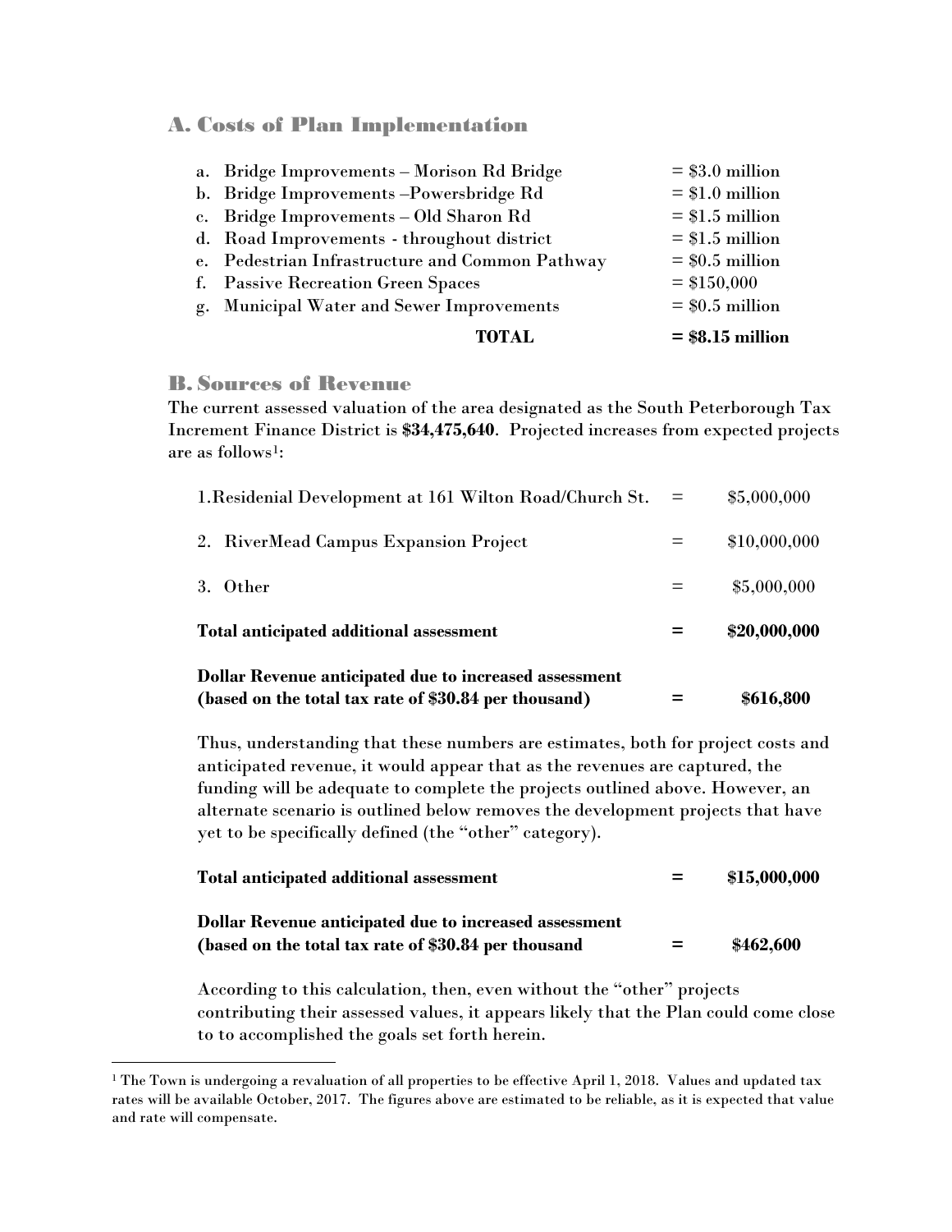## A. Costs of Plan Implementation

| | |
|---|---|
| a. Bridge Improvements – Morison Rd Bridge | = $3.0 million |
| b. Bridge Improvements –Powersbridge Rd | = $1.0 million |
| c. Bridge Improvements – Old Sharon Rd | = $1.5 million |
| d. Road Improvements - throughout district | = $1.5 million |
| e. Pedestrian Infrastructure and Common Pathway | = $0.5 million |
| f. Passive Recreation Green Spaces | = $150,000 |
| g. Municipal Water and Sewer Improvements | = $0.5 million |
| **TOTAL** | **= $8.15 million** |

## B. Sources of Revenue

The current assessed valuation of the area designated as the South Peterborough Tax Increment Finance District is **$34,475,640**. Projected increases from expected projects are as follows[1]:

| | | |
|---|---|---|
| 1.Residenial Development at 161 Wilton Road/Church St. | = | $5,000,000 |
| 2. RiverMead Campus Expansion Project | = | $10,000,000 |
| 3. Other | = | $5,000,000 |
| **Total anticipated additional assessment** | **=** | **$20,000,000** |
| **Dollar Revenue anticipated due to increased assessment (based on the total tax rate of $30.84 per thousand)** | **=** | **$616,800** |

Thus, understanding that these numbers are estimates, both for project costs and anticipated revenue, it would appear that as the revenues are captured, the funding will be adequate to complete the projects outlined above. However, an alternate scenario is outlined below removes the development projects that have yet to be specifically defined (the "other" category).

| | | |
|---|---|---|
| **Total anticipated additional assessment** | **=** | **$15,000,000** |
| **Dollar Revenue anticipated due to increased assessment (based on the total tax rate of $30.84 per thousand** | **=** | **$462,600** |

According to this calculation, then, even without the "other" projects contributing their assessed values, it appears likely that the Plan could come close to to accomplished the goals set forth herein.

[1] The Town is undergoing a revaluation of all properties to be effective April 1, 2018. Values and updated tax rates will be available October, 2017. The figures above are estimated to be reliable, as it is expected that value and rate will compensate.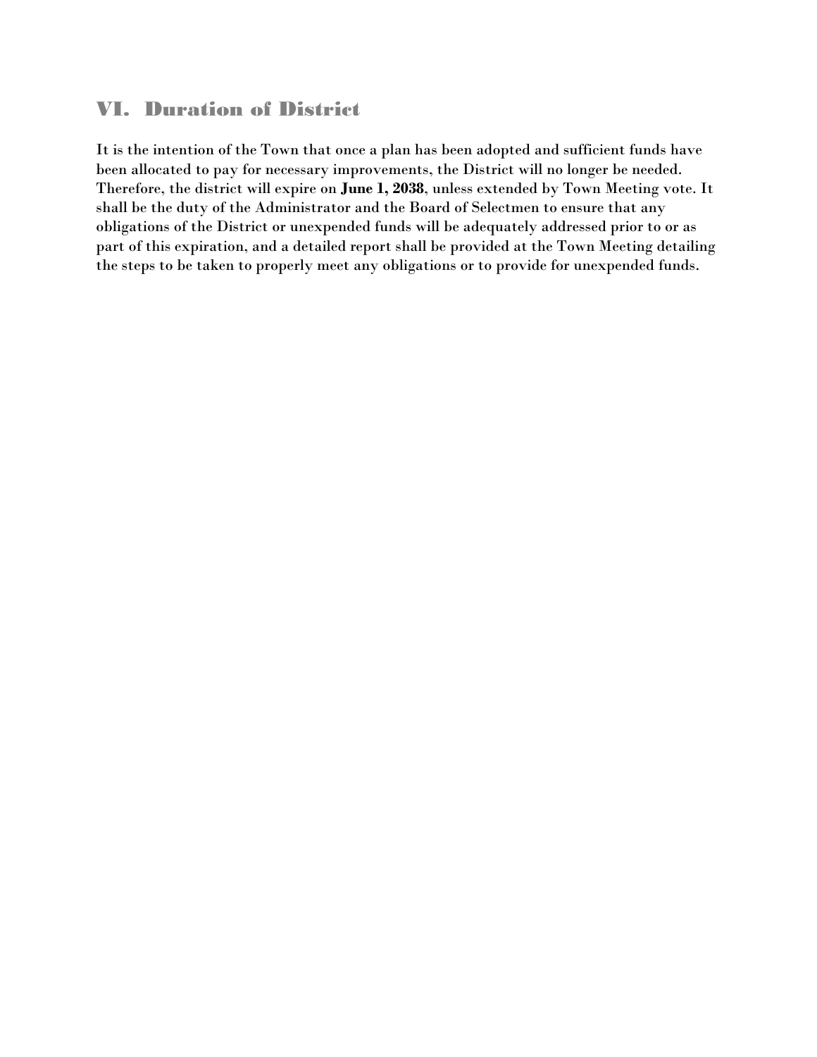## VI. Duration of District

It is the intention of the Town that once a plan has been adopted and sufficient funds have been allocated to pay for necessary improvements, the District will no longer be needed. Therefore, the district will expire on **June 1, 2038**, unless extended by Town Meeting vote. It shall be the duty of the Administrator and the Board of Selectmen to ensure that any obligations of the District or unexpended funds will be adequately addressed prior to or as part of this expiration, and a detailed report shall be provided at the Town Meeting detailing the steps to be taken to properly meet any obligations or to provide for unexpended funds.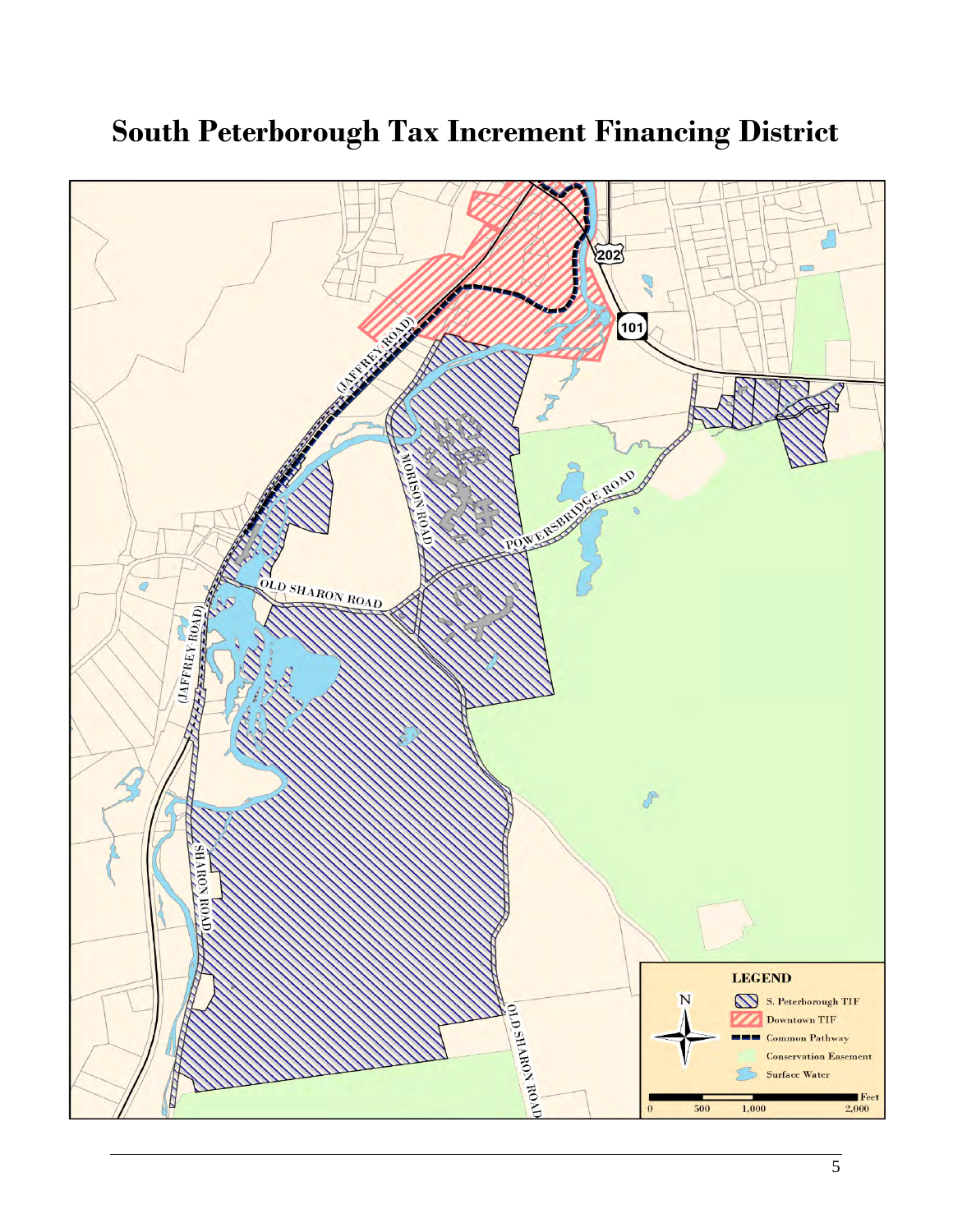# South Peterborough Tax Increment Financing District

(JAFFREY ROAD)

202

101

MORISON ROAD

POWERSBRIDGE ROAD

OLD SHARON ROAD

(JAFFREY ROAD)

SHARON ROAD

OLD SHARON ROAD

LEGEND

S. Peterborough TIF

Downtown TIF

Common Pathway

Conservation Easement

Surface Water

N

Feet

0 500 1,000 2,000